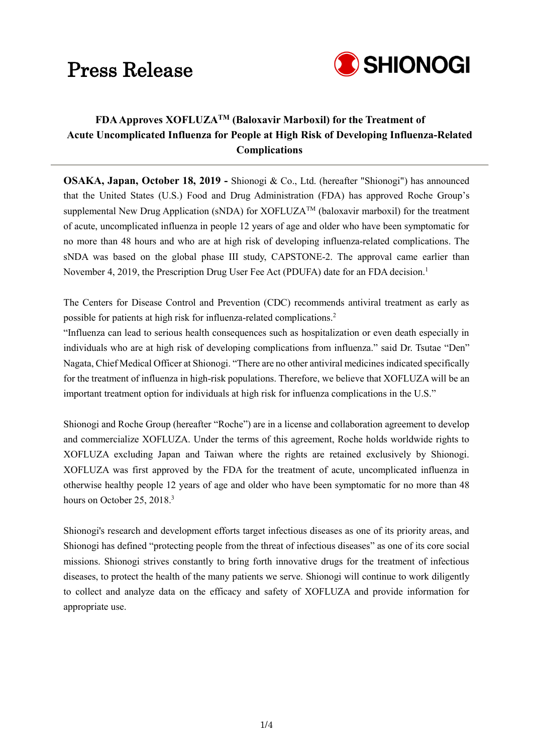# Press Release

SHIONOGI

## FDA Approves XOFLUZA™ (Baloxavir Marboxil) for the Treatment of Acute Uncomplicated Influenza for People at High Risk of Developing Influenza-Related Complications

**OSAKA, Japan, October 18, 2019 -** Shionogi & Co., Ltd. (hereafter "Shionogi") has announced that the United States (U.S.) Food and Drug Administration (FDA) has approved Roche Group's supplemental New Drug Application (sNDA) for XOFLUZA™ (baloxavir marboxil) for the treatment of acute, uncomplicated influenza in people 12 years of age and older who have been symptomatic for no more than 48 hours and who are at high risk of developing influenza-related complications. The sNDA was based on the global phase III study, CAPSTONE-2. The approval came earlier than November 4, 2019, the Prescription Drug User Fee Act (PDUFA) date for an FDA decision.[1]

The Centers for Disease Control and Prevention (CDC) recommends antiviral treatment as early as possible for patients at high risk for influenza-related complications.[2]

"Influenza can lead to serious health consequences such as hospitalization or even death especially in individuals who are at high risk of developing complications from influenza." said Dr. Tsutae "Den" Nagata, Chief Medical Officer at Shionogi. "There are no other antiviral medicines indicated specifically for the treatment of influenza in high-risk populations. Therefore, we believe that XOFLUZA will be an important treatment option for individuals at high risk for influenza complications in the U.S."

Shionogi and Roche Group (hereafter "Roche") are in a license and collaboration agreement to develop and commercialize XOFLUZA. Under the terms of this agreement, Roche holds worldwide rights to XOFLUZA excluding Japan and Taiwan where the rights are retained exclusively by Shionogi. XOFLUZA was first approved by the FDA for the treatment of acute, uncomplicated influenza in otherwise healthy people 12 years of age and older who have been symptomatic for no more than 48 hours on October 25, 2018.[3]

Shionogi's research and development efforts target infectious diseases as one of its priority areas, and Shionogi has defined "protecting people from the threat of infectious diseases" as one of its core social missions. Shionogi strives constantly to bring forth innovative drugs for the treatment of infectious diseases, to protect the health of the many patients we serve. Shionogi will continue to work diligently to collect and analyze data on the efficacy and safety of XOFLUZA and provide information for appropriate use.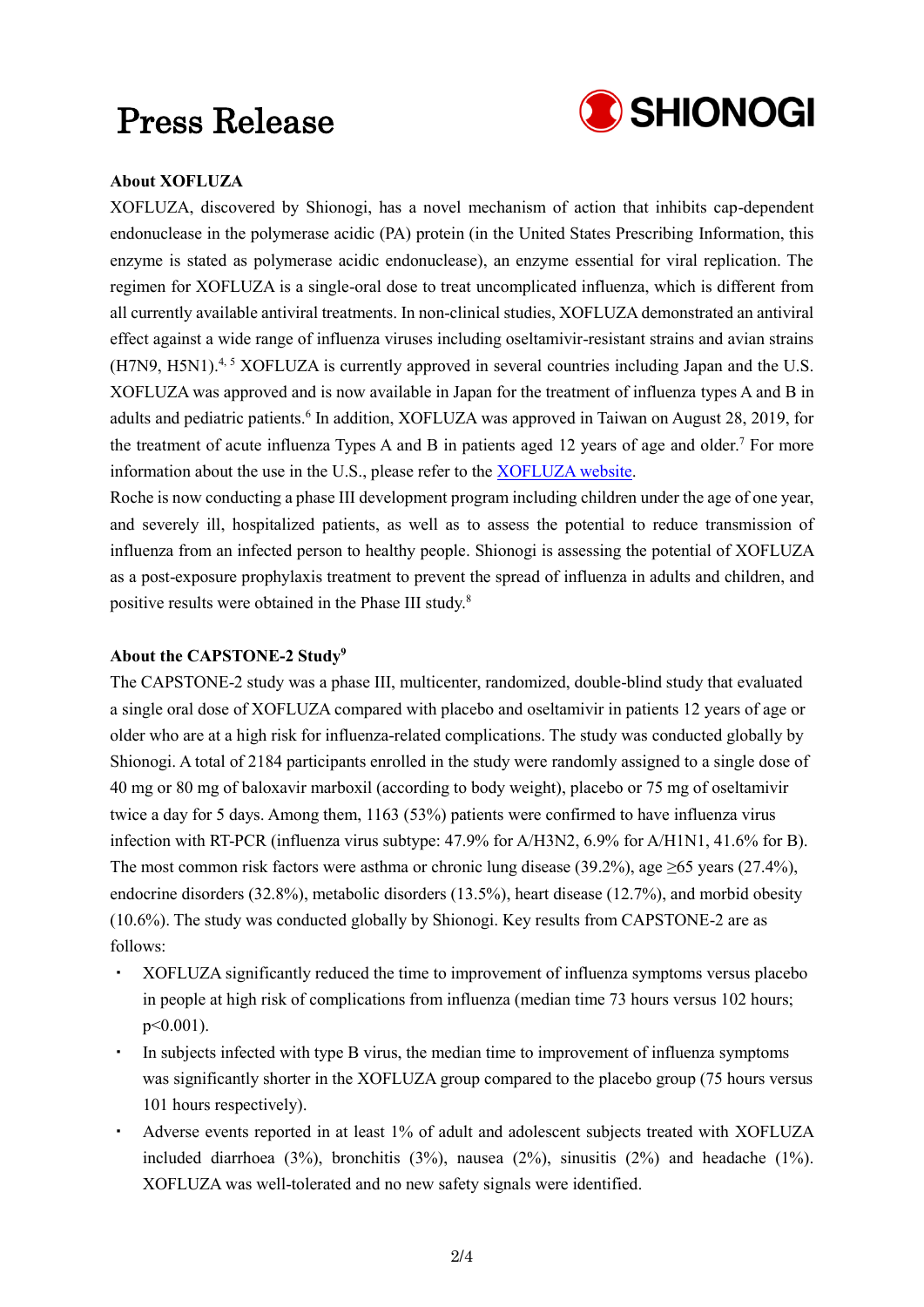### About XOFLUZA

XOFLUZA, discovered by Shionogi, has a novel mechanism of action that inhibits cap-dependent endonuclease in the polymerase acidic (PA) protein (in the United States Prescribing Information, this enzyme is stated as polymerase acidic endonuclease), an enzyme essential for viral replication. The regimen for XOFLUZA is a single-oral dose to treat uncomplicated influenza, which is different from all currently available antiviral treatments. In non-clinical studies, XOFLUZA demonstrated an antiviral effect against a wide range of influenza viruses including oseltamivir-resistant strains and avian strains (H7N9, H5N1).[4, 5] XOFLUZA is currently approved in several countries including Japan and the U.S. XOFLUZA was approved and is now available in Japan for the treatment of influenza types A and B in adults and pediatric patients.[6] In addition, XOFLUZA was approved in Taiwan on August 28, 2019, for the treatment of acute influenza Types A and B in patients aged 12 years of age and older.[7] For more information about the use in the U.S., please refer to the [XOFLUZA website](XOFLUZA website).

Roche is now conducting a phase III development program including children under the age of one year, and severely ill, hospitalized patients, as well as to assess the potential to reduce transmission of influenza from an infected person to healthy people. Shionogi is assessing the potential of XOFLUZA as a post-exposure prophylaxis treatment to prevent the spread of influenza in adults and children, and positive results were obtained in the Phase III study.[8]

### About the CAPSTONE-2 Study[9]

The CAPSTONE-2 study was a phase III, multicenter, randomized, double-blind study that evaluated a single oral dose of XOFLUZA compared with placebo and oseltamivir in patients 12 years of age or older who are at a high risk for influenza-related complications. The study was conducted globally by Shionogi. A total of 2184 participants enrolled in the study were randomly assigned to a single dose of 40 mg or 80 mg of baloxavir marboxil (according to body weight), placebo or 75 mg of oseltamivir twice a day for 5 days. Among them, 1163 (53%) patients were confirmed to have influenza virus infection with RT-PCR (influenza virus subtype: 47.9% for A/H3N2, 6.9% for A/H1N1, 41.6% for B). The most common risk factors were asthma or chronic lung disease (39.2%), age ≥65 years (27.4%), endocrine disorders (32.8%), metabolic disorders (13.5%), heart disease (12.7%), and morbid obesity (10.6%). The study was conducted globally by Shionogi. Key results from CAPSTONE-2 are as follows:

- XOFLUZA significantly reduced the time to improvement of influenza symptoms versus placebo in people at high risk of complications from influenza (median time 73 hours versus 102 hours; $p<0.001$).
- In subjects infected with type B virus, the median time to improvement of influenza symptoms was significantly shorter in the XOFLUZA group compared to the placebo group (75 hours versus 101 hours respectively).
- Adverse events reported in at least 1% of adult and adolescent subjects treated with XOFLUZA included diarrhoea (3%), bronchitis (3%), nausea (2%), sinusitis (2%) and headache (1%). XOFLUZA was well-tolerated and no new safety signals were identified.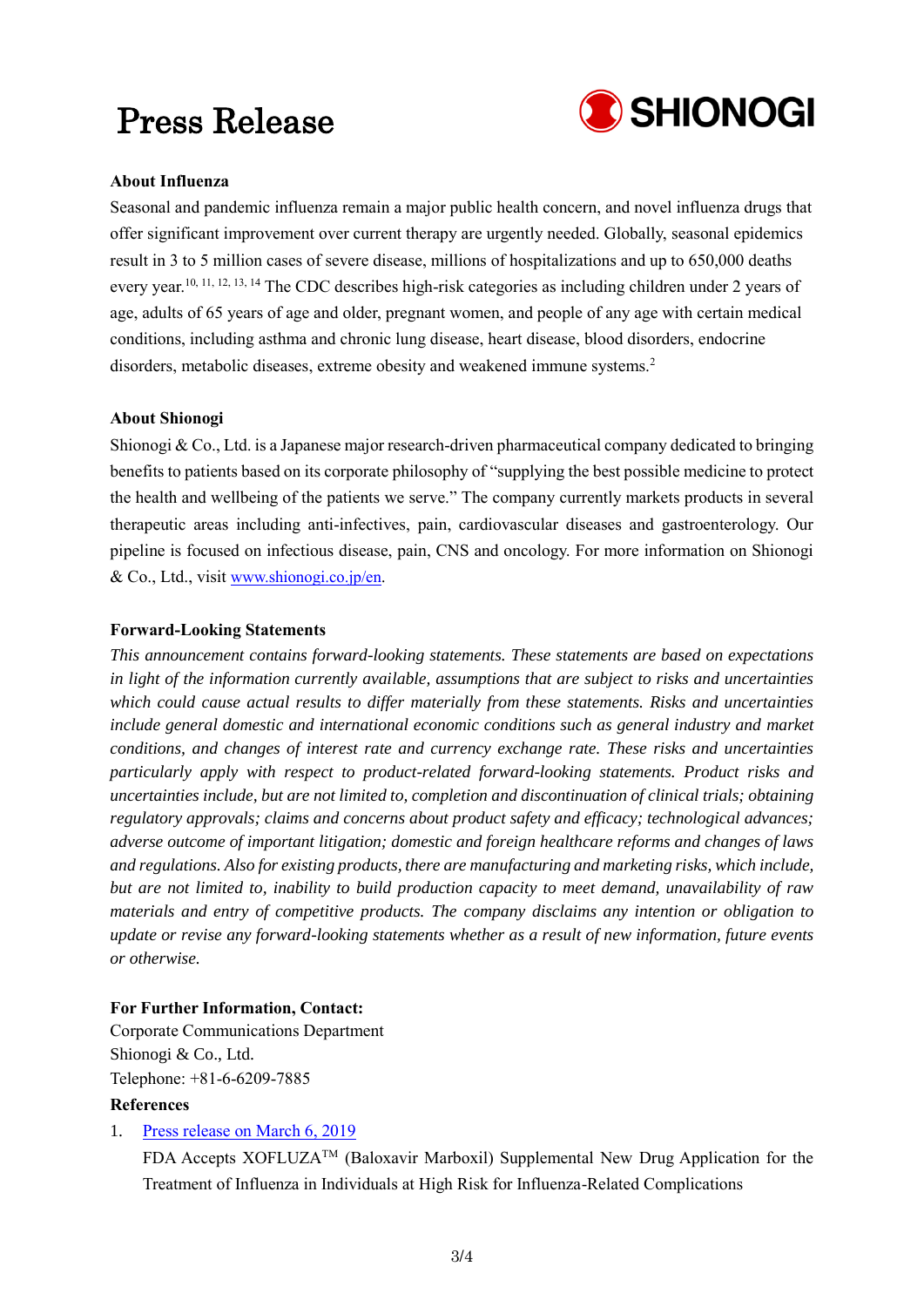## About Influenza

Seasonal and pandemic influenza remain a major public health concern, and novel influenza drugs that offer significant improvement over current therapy are urgently needed. Globally, seasonal epidemics result in 3 to 5 million cases of severe disease, millions of hospitalizations and up to 650,000 deaths every year.[10, 11, 12, 13, 14] The CDC describes high-risk categories as including children under 2 years of age, adults of 65 years of age and older, pregnant women, and people of any age with certain medical conditions, including asthma and chronic lung disease, heart disease, blood disorders, endocrine disorders, metabolic diseases, extreme obesity and weakened immune systems.[2]

## About Shionogi

Shionogi & Co., Ltd. is a Japanese major research-driven pharmaceutical company dedicated to bringing benefits to patients based on its corporate philosophy of "supplying the best possible medicine to protect the health and wellbeing of the patients we serve." The company currently markets products in several therapeutic areas including anti-infectives, pain, cardiovascular diseases and gastroenterology. Our pipeline is focused on infectious disease, pain, CNS and oncology. For more information on Shionogi & Co., Ltd., visit [www.shionogi.co.jp/en](http://www.shionogi.co.jp/en).

## Forward-Looking Statements

*This announcement contains forward-looking statements. These statements are based on expectations in light of the information currently available, assumptions that are subject to risks and uncertainties which could cause actual results to differ materially from these statements. Risks and uncertainties include general domestic and international economic conditions such as general industry and market conditions, and changes of interest rate and currency exchange rate. These risks and uncertainties particularly apply with respect to product-related forward-looking statements. Product risks and uncertainties include, but are not limited to, completion and discontinuation of clinical trials; obtaining regulatory approvals; claims and concerns about product safety and efficacy; technological advances; adverse outcome of important litigation; domestic and foreign healthcare reforms and changes of laws and regulations. Also for existing products, there are manufacturing and marketing risks, which include, but are not limited to, inability to build production capacity to meet demand, unavailability of raw materials and entry of competitive products. The company disclaims any intention or obligation to update or revise any forward-looking statements whether as a result of new information, future events or otherwise.*

**For Further Information, Contact:**

Corporate Communications Department
Shionogi & Co., Ltd.
Telephone: +81-6-6209-7885

## References

1. Press release on March 6, 2019
   FDA Accepts XOFLUZA™ (Baloxavir Marboxil) Supplemental New Drug Application for the Treatment of Influenza in Individuals at High Risk for Influenza-Related Complications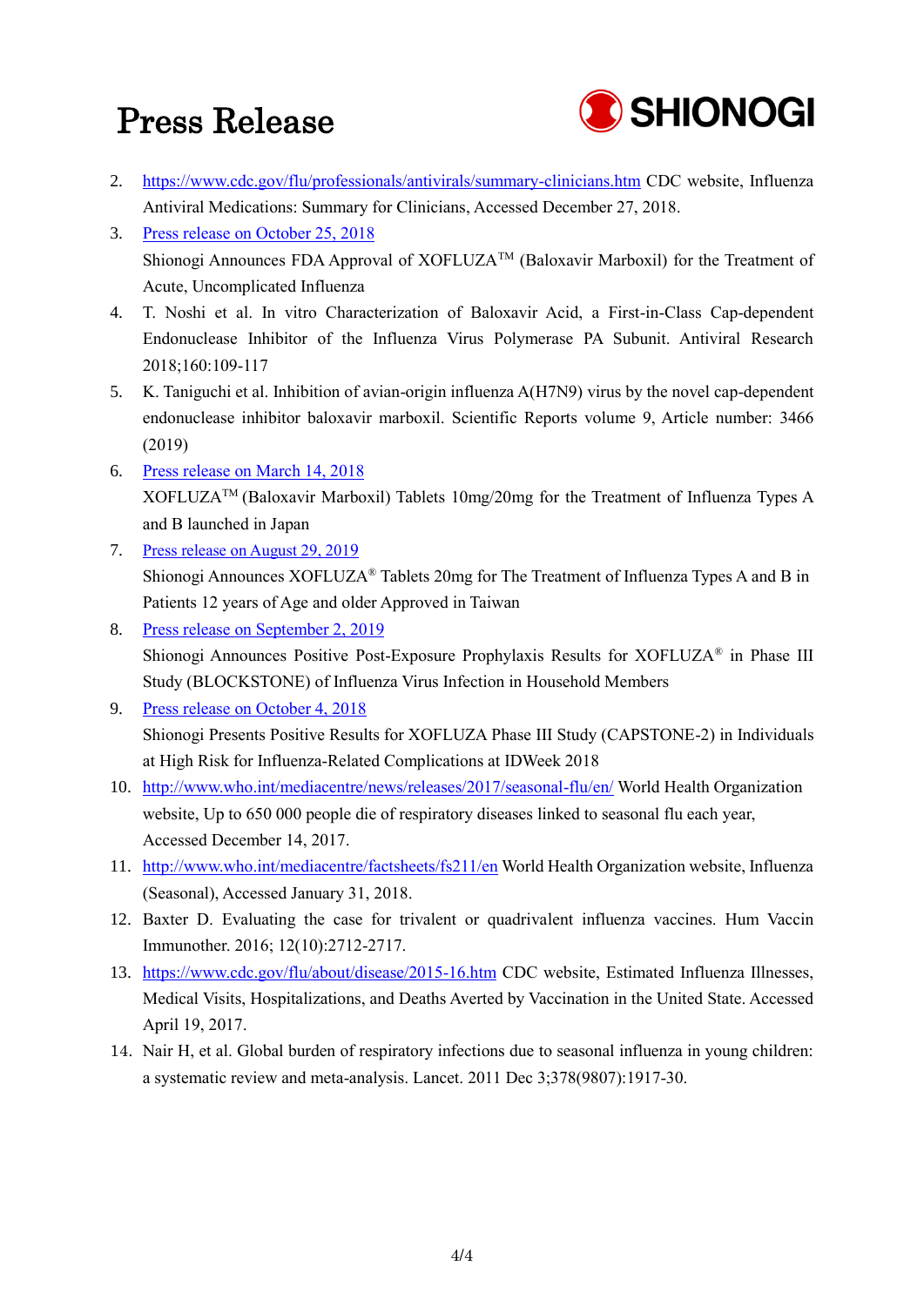2. https://www.cdc.gov/flu/professionals/antivirals/summary-clinicians.htm CDC website, Influenza Antiviral Medications: Summary for Clinicians, Accessed December 27, 2018.
3. Press release on October 25, 2018
   Shionogi Announces FDA Approval of XOFLUZA™ (Baloxavir Marboxil) for the Treatment of Acute, Uncomplicated Influenza
4. T. Noshi et al. In vitro Characterization of Baloxavir Acid, a First-in-Class Cap-dependent Endonuclease Inhibitor of the Influenza Virus Polymerase PA Subunit. Antiviral Research 2018;160:109-117
5. K. Taniguchi et al. Inhibition of avian-origin influenza A(H7N9) virus by the novel cap-dependent endonuclease inhibitor baloxavir marboxil. Scientific Reports volume 9, Article number: 3466 (2019)
6. Press release on March 14, 2018
   XOFLUZA™ (Baloxavir Marboxil) Tablets 10mg/20mg for the Treatment of Influenza Types A and B launched in Japan
7. Press release on August 29, 2019
   Shionogi Announces XOFLUZA® Tablets 20mg for The Treatment of Influenza Types A and B in Patients 12 years of Age and older Approved in Taiwan
8. Press release on September 2, 2019
   Shionogi Announces Positive Post-Exposure Prophylaxis Results for XOFLUZA® in Phase III Study (BLOCKSTONE) of Influenza Virus Infection in Household Members
9. Press release on October 4, 2018
   Shionogi Presents Positive Results for XOFLUZA Phase III Study (CAPSTONE-2) in Individuals at High Risk for Influenza-Related Complications at IDWeek 2018
10. http://www.who.int/mediacentre/news/releases/2017/seasonal-flu/en/ World Health Organization website, Up to 650 000 people die of respiratory diseases linked to seasonal flu each year, Accessed December 14, 2017.
11. http://www.who.int/mediacentre/factsheets/fs211/en World Health Organization website, Influenza (Seasonal), Accessed January 31, 2018.
12. Baxter D. Evaluating the case for trivalent or quadrivalent influenza vaccines. Hum Vaccin Immunother. 2016; 12(10):2712-2717.
13. https://www.cdc.gov/flu/about/disease/2015-16.htm CDC website, Estimated Influenza Illnesses, Medical Visits, Hospitalizations, and Deaths Averted by Vaccination in the United State. Accessed April 19, 2017.
14. Nair H, et al. Global burden of respiratory infections due to seasonal influenza in young children: a systematic review and meta-analysis. Lancet. 2011 Dec 3;378(9807):1917-30.